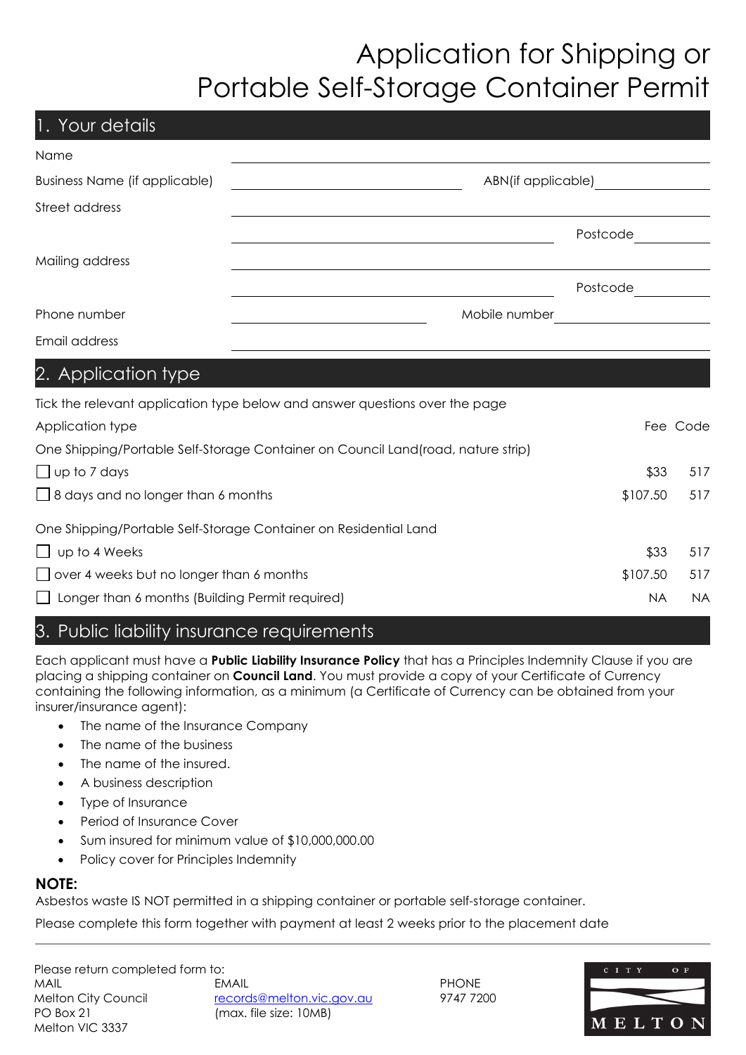# Application for Shipping or Portable Self-Storage Container Permit

## 1. Your details

Name ______________________________

Business Name (if applicable) ______________________________ ABN(if applicable) ______________

Street address ______________________________

______________________________ Postcode __________

Mailing address ______________________________

______________________________ Postcode __________

Phone number ______________________ Mobile number ______________________

Email address ______________________________

## 2. Application type

Tick the relevant application type below and answer questions over the page

| Application type | Fee | Code |
|---|---|---|
| **One Shipping/Portable Self-Storage Container on Council Land(road, nature strip)** | | |
| ☐ up to 7 days | $33 | 517 |
| ☐ 8 days and no longer than 6 months | $107.50 | 517 |
| **One Shipping/Portable Self-Storage Container on Residential Land** | | |
| ☐ up to 4 Weeks | $33 | 517 |
| ☐ over 4 weeks but no longer than 6 months | $107.50 | 517 |
| ☐ Longer than 6 months (Building Permit required) | NA | NA |

## 3. Public liability insurance requirements

Each applicant must have a **Public Liability Insurance Policy** that has a Principles Indemnity Clause if you are placing a shipping container on **Council Land**. You must provide a copy of your Certificate of Currency containing the following information, as a minimum (a Certificate of Currency can be obtained from your insurer/insurance agent):

- The name of the Insurance Company
- The name of the business
- The name of the insured.
- A business description
- Type of Insurance
- Period of Insurance Cover
- Sum insured for minimum value of $10,000,000.00
- Policy cover for Principles Indemnity

**NOTE:**

Asbestos waste IS NOT permitted in a shipping container or portable self-storage container.

Please complete this form together with payment at least 2 weeks prior to the placement date

---

Please return completed form to:

| MAIL | EMAIL | PHONE |
|---|---|---|
| Melton City Council<br>PO Box 21<br>Melton VIC 3337 | records@melton.vic.gov.au<br>(max. file size: 10MB) | 9747 7200 |

CITY OF MELTON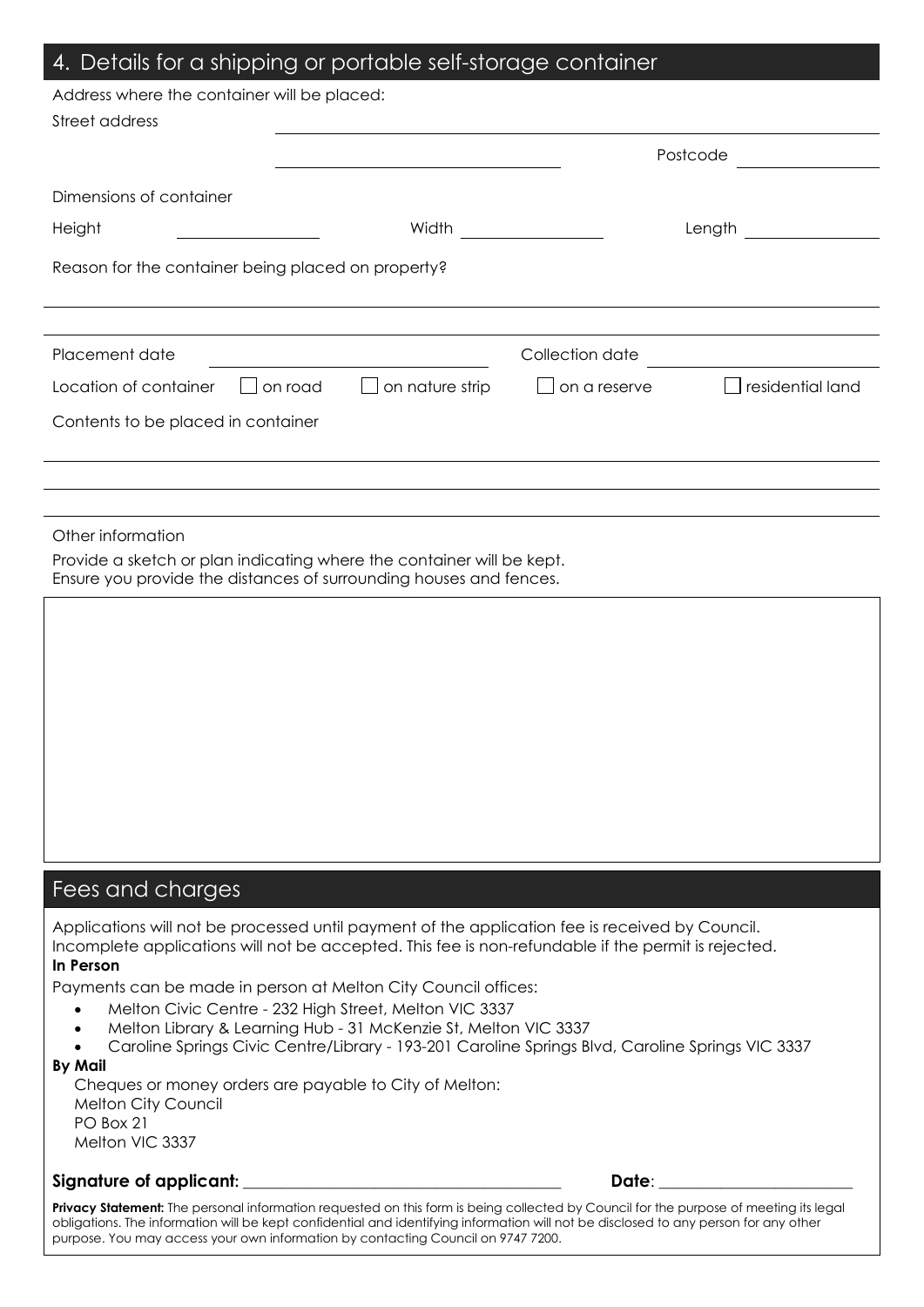## 4. Details for a shipping or portable self-storage container

Address where the container will be placed:

Street address \_\_\_\_\_\_\_\_\_\_\_\_\_\_\_\_\_\_\_\_\_\_\_\_\_\_\_\_\_\_\_\_\_\_\_\_\_\_\_\_

\_\_\_\_\_\_\_\_\_\_\_\_\_\_\_\_\_\_\_\_\_\_\_\_ Postcode \_\_\_\_\_\_\_\_\_\_\_\_

Dimensions of container

Height \_\_\_\_\_\_\_\_\_\_\_\_ Width \_\_\_\_\_\_\_\_\_\_\_\_ Length \_\_\_\_\_\_\_\_\_\_\_\_

Reason for the container being placed on property?

\_\_\_\_\_\_\_\_\_\_\_\_\_\_\_\_\_\_\_\_\_\_\_\_\_\_\_\_\_\_\_\_\_\_\_\_\_\_\_\_\_\_\_\_\_\_\_\_\_\_\_\_

\_\_\_\_\_\_\_\_\_\_\_\_\_\_\_\_\_\_\_\_\_\_\_\_\_\_\_\_\_\_\_\_\_\_\_\_\_\_\_\_\_\_\_\_\_\_\_\_\_\_\_\_

Placement date \_\_\_\_\_\_\_\_\_\_\_\_\_\_\_\_\_\_\_\_ Collection date \_\_\_\_\_\_\_\_\_\_\_\_\_\_\_\_\_\_\_\_

Location of container ☐ on road ☐ on nature strip ☐ on a reserve ☐ residential land

Contents to be placed in container

\_\_\_\_\_\_\_\_\_\_\_\_\_\_\_\_\_\_\_\_\_\_\_\_\_\_\_\_\_\_\_\_\_\_\_\_\_\_\_\_\_\_\_\_\_\_\_\_\_\_\_\_

\_\_\_\_\_\_\_\_\_\_\_\_\_\_\_\_\_\_\_\_\_\_\_\_\_\_\_\_\_\_\_\_\_\_\_\_\_\_\_\_\_\_\_\_\_\_\_\_\_\_\_\_

\_\_\_\_\_\_\_\_\_\_\_\_\_\_\_\_\_\_\_\_\_\_\_\_\_\_\_\_\_\_\_\_\_\_\_\_\_\_\_\_\_\_\_\_\_\_\_\_\_\_\_\_

Other information

Provide a sketch or plan indicating where the container will be kept.
Ensure you provide the distances of surrounding houses and fences.

## Fees and charges

Applications will not be processed until payment of the application fee is received by Council.
Incomplete applications will not be accepted. This fee is non-refundable if the permit is rejected.

**In Person**

Payments can be made in person at Melton City Council offices:

- Melton Civic Centre - 232 High Street, Melton VIC 3337
- Melton Library & Learning Hub - 31 McKenzie St, Melton VIC 3337
- Caroline Springs Civic Centre/Library - 193-201 Caroline Springs Blvd, Caroline Springs VIC 3337

**By Mail**

Cheques or money orders are payable to City of Melton:
Melton City Council
PO Box 21
Melton VIC 3337

**Signature of applicant:** \_\_\_\_\_\_\_\_\_\_\_\_\_\_\_\_\_\_\_\_\_\_\_\_\_\_\_\_\_\_ **Date**: \_\_\_\_\_\_\_\_\_\_\_\_\_\_\_\_\_\_

**Privacy Statement:** The personal information requested on this form is being collected by Council for the purpose of meeting its legal obligations. The information will be kept confidential and identifying information will not be disclosed to any person for any other purpose. You may access your own information by contacting Council on 9747 7200.